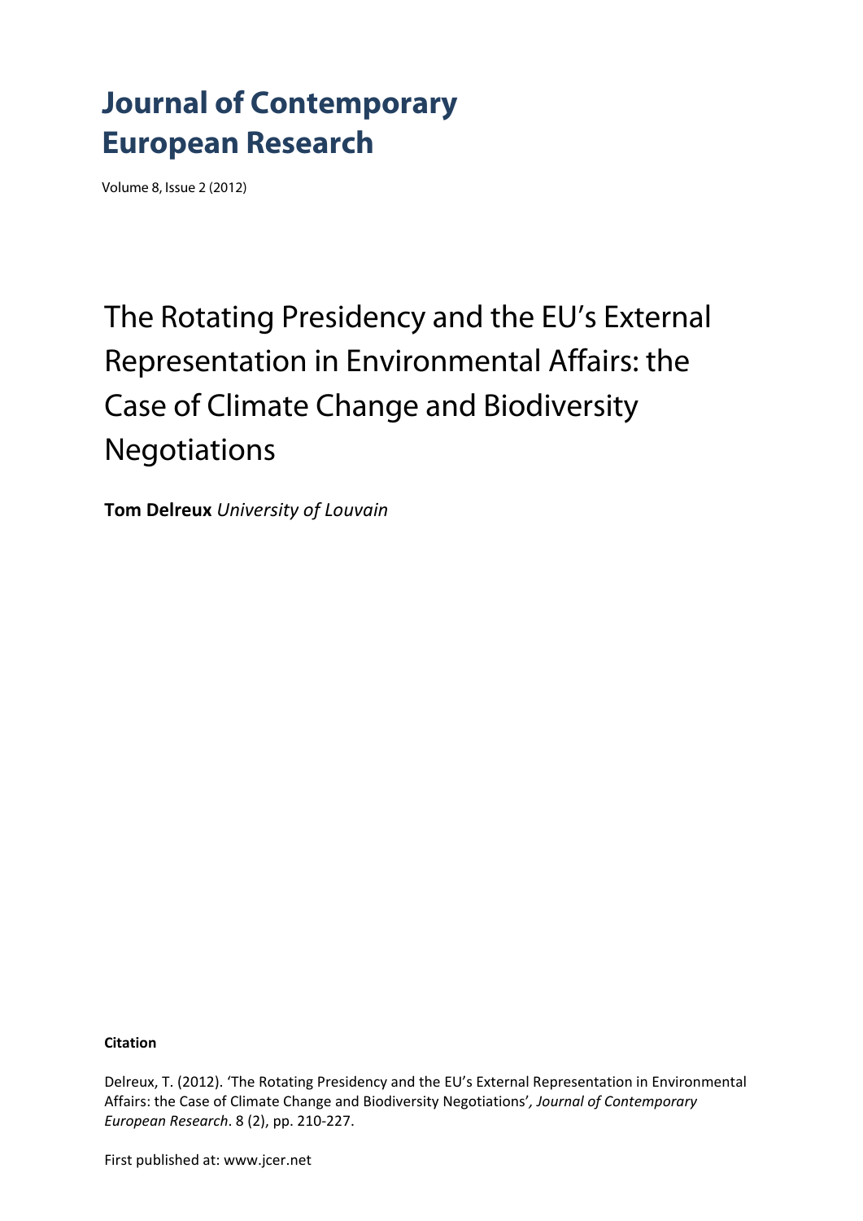# Journal of Contemporary European Research

Volume 8, Issue 2 (2012)

## The Rotating Presidency and the EU's External Representation in Environmental Affairs: the Case of Climate Change and Biodiversity Negotiations

**Tom Delreux** *University of Louvain*

**Citation**

Delreux, T. (2012). 'The Rotating Presidency and the EU's External Representation in Environmental Affairs: the Case of Climate Change and Biodiversity Negotiations'*, Journal of Contemporary European Research*. 8 (2), pp. 210-227.

First published at: www.jcer.net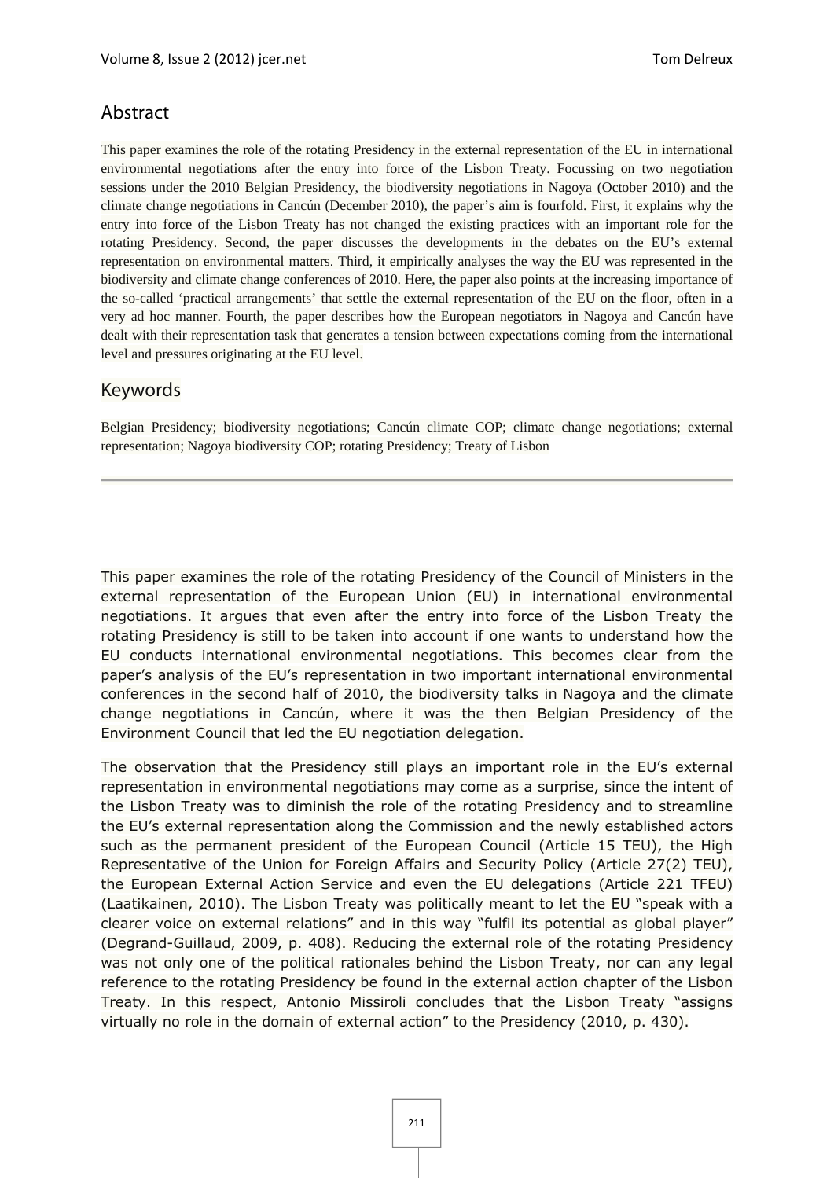## Abstract

This paper examines the role of the rotating Presidency in the external representation of the EU in international environmental negotiations after the entry into force of the Lisbon Treaty. Focussing on two negotiation sessions under the 2010 Belgian Presidency, the biodiversity negotiations in Nagoya (October 2010) and the climate change negotiations in Cancún (December 2010), the paper's aim is fourfold. First, it explains why the entry into force of the Lisbon Treaty has not changed the existing practices with an important role for the rotating Presidency. Second, the paper discusses the developments in the debates on the EU's external representation on environmental matters. Third, it empirically analyses the way the EU was represented in the biodiversity and climate change conferences of 2010. Here, the paper also points at the increasing importance of the so-called 'practical arrangements' that settle the external representation of the EU on the floor, often in a very ad hoc manner. Fourth, the paper describes how the European negotiators in Nagoya and Cancún have dealt with their representation task that generates a tension between expectations coming from the international level and pressures originating at the EU level.

## Keywords

Belgian Presidency; biodiversity negotiations; Cancún climate COP; climate change negotiations; external representation; Nagoya biodiversity COP; rotating Presidency; Treaty of Lisbon

---

This paper examines the role of the rotating Presidency of the Council of Ministers in the external representation of the European Union (EU) in international environmental negotiations. It argues that even after the entry into force of the Lisbon Treaty the rotating Presidency is still to be taken into account if one wants to understand how the EU conducts international environmental negotiations. This becomes clear from the paper's analysis of the EU's representation in two important international environmental conferences in the second half of 2010, the biodiversity talks in Nagoya and the climate change negotiations in Cancún, where it was the then Belgian Presidency of the Environment Council that led the EU negotiation delegation.

The observation that the Presidency still plays an important role in the EU's external representation in environmental negotiations may come as a surprise, since the intent of the Lisbon Treaty was to diminish the role of the rotating Presidency and to streamline the EU's external representation along the Commission and the newly established actors such as the permanent president of the European Council (Article 15 TEU), the High Representative of the Union for Foreign Affairs and Security Policy (Article 27(2) TEU), the European External Action Service and even the EU delegations (Article 221 TFEU) (Laatikainen, 2010). The Lisbon Treaty was politically meant to let the EU "speak with a clearer voice on external relations" and in this way "fulfil its potential as global player" (Degrand-Guillaud, 2009, p. 408). Reducing the external role of the rotating Presidency was not only one of the political rationales behind the Lisbon Treaty, nor can any legal reference to the rotating Presidency be found in the external action chapter of the Lisbon Treaty. In this respect, Antonio Missiroli concludes that the Lisbon Treaty "assigns virtually no role in the domain of external action" to the Presidency (2010, p. 430).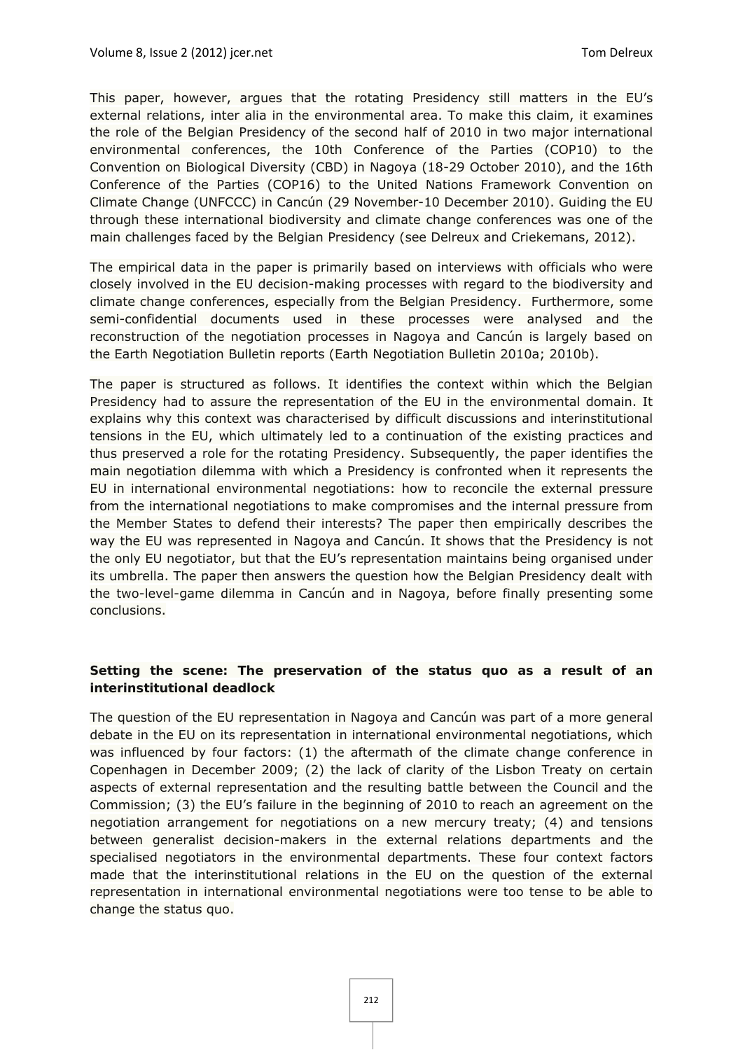This paper, however, argues that the rotating Presidency still matters in the EU's external relations, inter alia in the environmental area. To make this claim, it examines the role of the Belgian Presidency of the second half of 2010 in two major international environmental conferences, the 10th Conference of the Parties (COP10) to the Convention on Biological Diversity (CBD) in Nagoya (18-29 October 2010), and the 16th Conference of the Parties (COP16) to the United Nations Framework Convention on Climate Change (UNFCCC) in Cancún (29 November-10 December 2010). Guiding the EU through these international biodiversity and climate change conferences was one of the main challenges faced by the Belgian Presidency (see Delreux and Criekemans, 2012).

The empirical data in the paper is primarily based on interviews with officials who were closely involved in the EU decision-making processes with regard to the biodiversity and climate change conferences, especially from the Belgian Presidency. Furthermore, some semi-confidential documents used in these processes were analysed and the reconstruction of the negotiation processes in Nagoya and Cancún is largely based on the Earth Negotiation Bulletin reports (Earth Negotiation Bulletin 2010a; 2010b).

The paper is structured as follows. It identifies the context within which the Belgian Presidency had to assure the representation of the EU in the environmental domain. It explains why this context was characterised by difficult discussions and interinstitutional tensions in the EU, which ultimately led to a continuation of the existing practices and thus preserved a role for the rotating Presidency. Subsequently, the paper identifies the main negotiation dilemma with which a Presidency is confronted when it represents the EU in international environmental negotiations: how to reconcile the external pressure from the international negotiations to make compromises and the internal pressure from the Member States to defend their interests? The paper then empirically describes the way the EU was represented in Nagoya and Cancún. It shows that the Presidency is not the only EU negotiator, but that the EU's representation maintains being organised under its umbrella. The paper then answers the question how the Belgian Presidency dealt with the two-level-game dilemma in Cancún and in Nagoya, before finally presenting some conclusions.

## Setting the scene: The preservation of the status quo as a result of an interinstitutional deadlock

The question of the EU representation in Nagoya and Cancún was part of a more general debate in the EU on its representation in international environmental negotiations, which was influenced by four factors: (1) the aftermath of the climate change conference in Copenhagen in December 2009; (2) the lack of clarity of the Lisbon Treaty on certain aspects of external representation and the resulting battle between the Council and the Commission; (3) the EU's failure in the beginning of 2010 to reach an agreement on the negotiation arrangement for negotiations on a new mercury treaty; (4) and tensions between generalist decision-makers in the external relations departments and the specialised negotiators in the environmental departments. These four context factors made that the interinstitutional relations in the EU on the question of the external representation in international environmental negotiations were too tense to be able to change the status quo.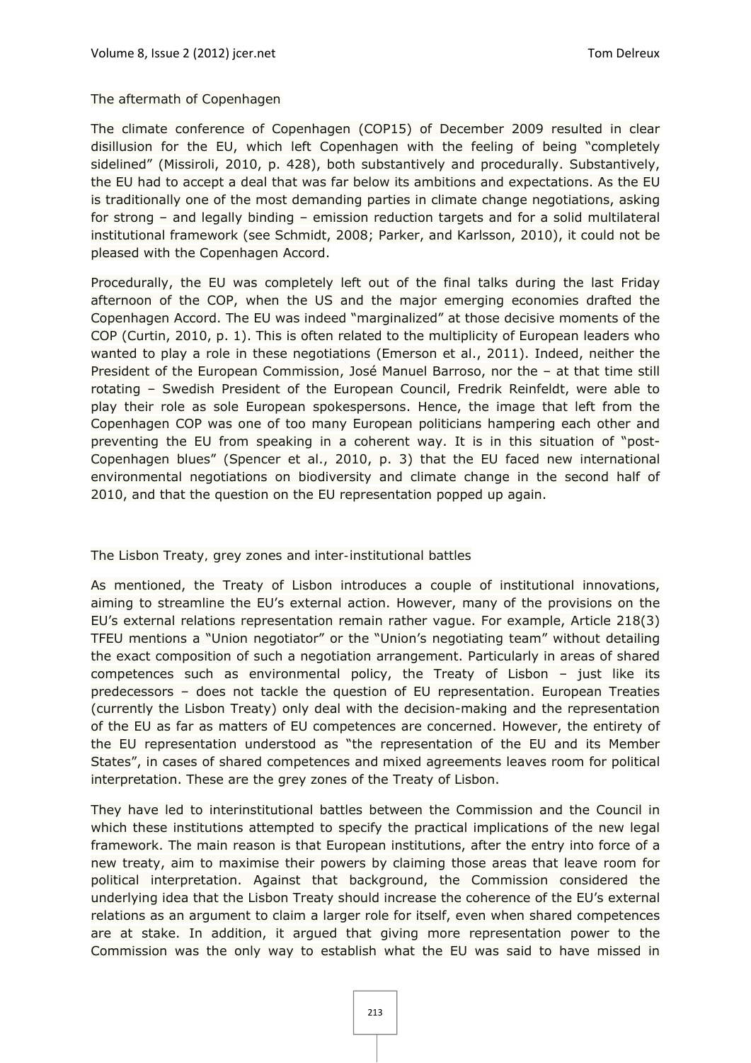## The aftermath of Copenhagen

The climate conference of Copenhagen (COP15) of December 2009 resulted in clear disillusion for the EU, which left Copenhagen with the feeling of being "completely sidelined" (Missiroli, 2010, p. 428), both substantively and procedurally. Substantively, the EU had to accept a deal that was far below its ambitions and expectations. As the EU is traditionally one of the most demanding parties in climate change negotiations, asking for strong – and legally binding – emission reduction targets and for a solid multilateral institutional framework (see Schmidt, 2008; Parker, and Karlsson, 2010), it could not be pleased with the Copenhagen Accord.

Procedurally, the EU was completely left out of the final talks during the last Friday afternoon of the COP, when the US and the major emerging economies drafted the Copenhagen Accord. The EU was indeed "marginalized" at those decisive moments of the COP (Curtin, 2010, p. 1). This is often related to the multiplicity of European leaders who wanted to play a role in these negotiations (Emerson et al., 2011). Indeed, neither the President of the European Commission, José Manuel Barroso, nor the – at that time still rotating – Swedish President of the European Council, Fredrik Reinfeldt, were able to play their role as sole European spokespersons. Hence, the image that left from the Copenhagen COP was one of too many European politicians hampering each other and preventing the EU from speaking in a coherent way. It is in this situation of "post-Copenhagen blues" (Spencer et al., 2010, p. 3) that the EU faced new international environmental negotiations on biodiversity and climate change in the second half of 2010, and that the question on the EU representation popped up again.

## The Lisbon Treaty, grey zones and inter-institutional battles

As mentioned, the Treaty of Lisbon introduces a couple of institutional innovations, aiming to streamline the EU's external action. However, many of the provisions on the EU's external relations representation remain rather vague. For example, Article 218(3) TFEU mentions a "Union negotiator" or the "Union's negotiating team" without detailing the exact composition of such a negotiation arrangement. Particularly in areas of shared competences such as environmental policy, the Treaty of Lisbon – just like its predecessors – does not tackle the question of EU representation. European Treaties (currently the Lisbon Treaty) only deal with the decision-making and the representation of the EU as far as matters of EU competences are concerned. However, the entirety of the EU representation understood as "the representation of the EU and its Member States", in cases of shared competences and mixed agreements leaves room for political interpretation. These are the grey zones of the Treaty of Lisbon.

They have led to interinstitutional battles between the Commission and the Council in which these institutions attempted to specify the practical implications of the new legal framework. The main reason is that European institutions, after the entry into force of a new treaty, aim to maximise their powers by claiming those areas that leave room for political interpretation. Against that background, the Commission considered the underlying idea that the Lisbon Treaty should increase the coherence of the EU's external relations as an argument to claim a larger role for itself, even when shared competences are at stake. In addition, it argued that giving more representation power to the Commission was the only way to establish what the EU was said to have missed in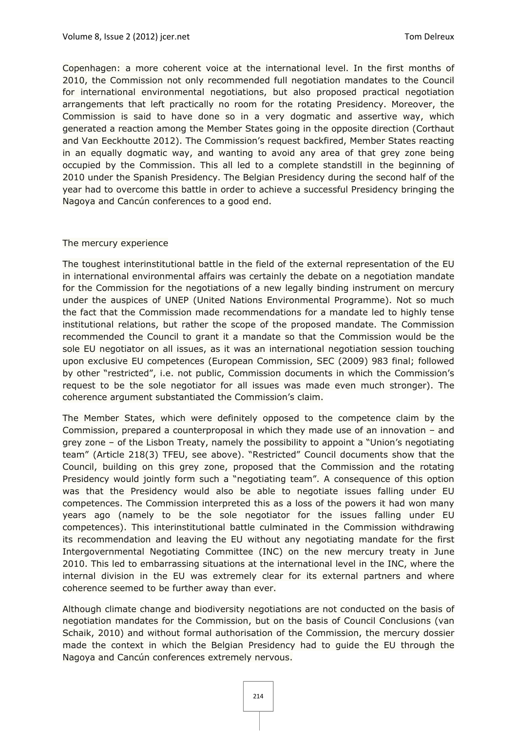Copenhagen: a more coherent voice at the international level. In the first months of 2010, the Commission not only recommended full negotiation mandates to the Council for international environmental negotiations, but also proposed practical negotiation arrangements that left practically no room for the rotating Presidency. Moreover, the Commission is said to have done so in a very dogmatic and assertive way, which generated a reaction among the Member States going in the opposite direction (Corthaut and Van Eeckhoutte 2012). The Commission's request backfired, Member States reacting in an equally dogmatic way, and wanting to avoid any area of that grey zone being occupied by the Commission. This all led to a complete standstill in the beginning of 2010 under the Spanish Presidency. The Belgian Presidency during the second half of the year had to overcome this battle in order to achieve a successful Presidency bringing the Nagoya and Cancún conferences to a good end.

## The mercury experience

The toughest interinstitutional battle in the field of the external representation of the EU in international environmental affairs was certainly the debate on a negotiation mandate for the Commission for the negotiations of a new legally binding instrument on mercury under the auspices of UNEP (United Nations Environmental Programme). Not so much the fact that the Commission made recommendations for a mandate led to highly tense institutional relations, but rather the scope of the proposed mandate. The Commission recommended the Council to grant it a mandate so that the Commission would be the sole EU negotiator on all issues, as it was an international negotiation session touching upon exclusive EU competences (European Commission, SEC (2009) 983 final; followed by other "restricted", i.e. not public, Commission documents in which the Commission's request to be the sole negotiator for all issues was made even much stronger). The coherence argument substantiated the Commission's claim.

The Member States, which were definitely opposed to the competence claim by the Commission, prepared a counterproposal in which they made use of an innovation – and grey zone – of the Lisbon Treaty, namely the possibility to appoint a "Union's negotiating team" (Article 218(3) TFEU, see above). "Restricted" Council documents show that the Council, building on this grey zone, proposed that the Commission and the rotating Presidency would jointly form such a "negotiating team". A consequence of this option was that the Presidency would also be able to negotiate issues falling under EU competences. The Commission interpreted this as a loss of the powers it had won many years ago (namely to be the sole negotiator for the issues falling under EU competences). This interinstitutional battle culminated in the Commission withdrawing its recommendation and leaving the EU without any negotiating mandate for the first Intergovernmental Negotiating Committee (INC) on the new mercury treaty in June 2010. This led to embarrassing situations at the international level in the INC, where the internal division in the EU was extremely clear for its external partners and where coherence seemed to be further away than ever.

Although climate change and biodiversity negotiations are not conducted on the basis of negotiation mandates for the Commission, but on the basis of Council Conclusions (van Schaik, 2010) and without formal authorisation of the Commission, the mercury dossier made the context in which the Belgian Presidency had to guide the EU through the Nagoya and Cancún conferences extremely nervous.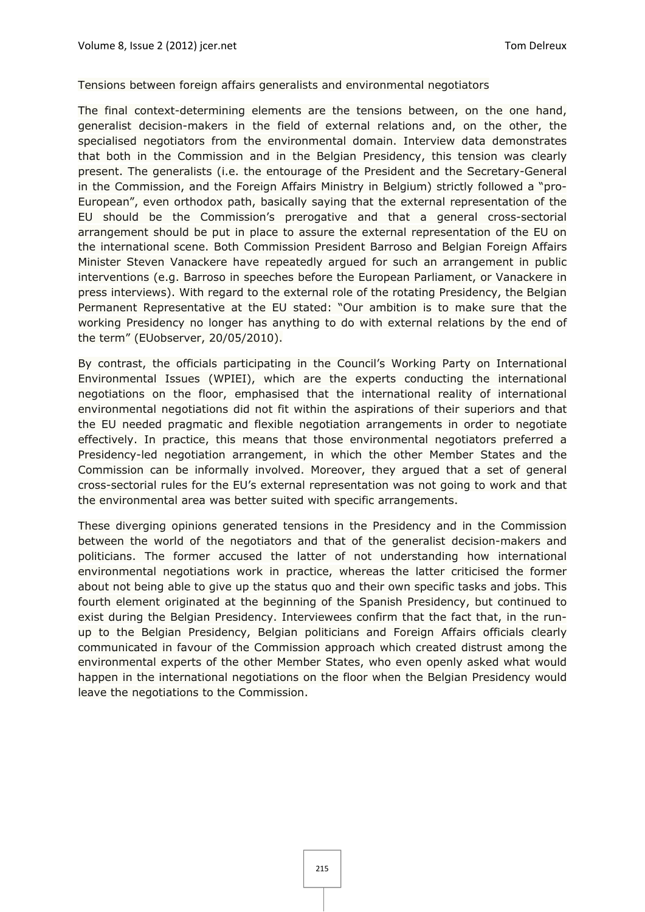### Tensions between foreign affairs generalists and environmental negotiators

The final context-determining elements are the tensions between, on the one hand, generalist decision-makers in the field of external relations and, on the other, the specialised negotiators from the environmental domain. Interview data demonstrates that both in the Commission and in the Belgian Presidency, this tension was clearly present. The generalists (i.e. the entourage of the President and the Secretary-General in the Commission, and the Foreign Affairs Ministry in Belgium) strictly followed a "pro-European", even orthodox path, basically saying that the external representation of the EU should be the Commission's prerogative and that a general cross-sectorial arrangement should be put in place to assure the external representation of the EU on the international scene. Both Commission President Barroso and Belgian Foreign Affairs Minister Steven Vanackere have repeatedly argued for such an arrangement in public interventions (e.g. Barroso in speeches before the European Parliament, or Vanackere in press interviews). With regard to the external role of the rotating Presidency, the Belgian Permanent Representative at the EU stated: "Our ambition is to make sure that the working Presidency no longer has anything to do with external relations by the end of the term" (EUobserver, 20/05/2010).

By contrast, the officials participating in the Council's Working Party on International Environmental Issues (WPIEI), which are the experts conducting the international negotiations on the floor, emphasised that the international reality of international environmental negotiations did not fit within the aspirations of their superiors and that the EU needed pragmatic and flexible negotiation arrangements in order to negotiate effectively. In practice, this means that those environmental negotiators preferred a Presidency-led negotiation arrangement, in which the other Member States and the Commission can be informally involved. Moreover, they argued that a set of general cross-sectorial rules for the EU's external representation was not going to work and that the environmental area was better suited with specific arrangements.

These diverging opinions generated tensions in the Presidency and in the Commission between the world of the negotiators and that of the generalist decision-makers and politicians. The former accused the latter of not understanding how international environmental negotiations work in practice, whereas the latter criticised the former about not being able to give up the status quo and their own specific tasks and jobs. This fourth element originated at the beginning of the Spanish Presidency, but continued to exist during the Belgian Presidency. Interviewees confirm that the fact that, in the run-up to the Belgian Presidency, Belgian politicians and Foreign Affairs officials clearly communicated in favour of the Commission approach which created distrust among the environmental experts of the other Member States, who even openly asked what would happen in the international negotiations on the floor when the Belgian Presidency would leave the negotiations to the Commission.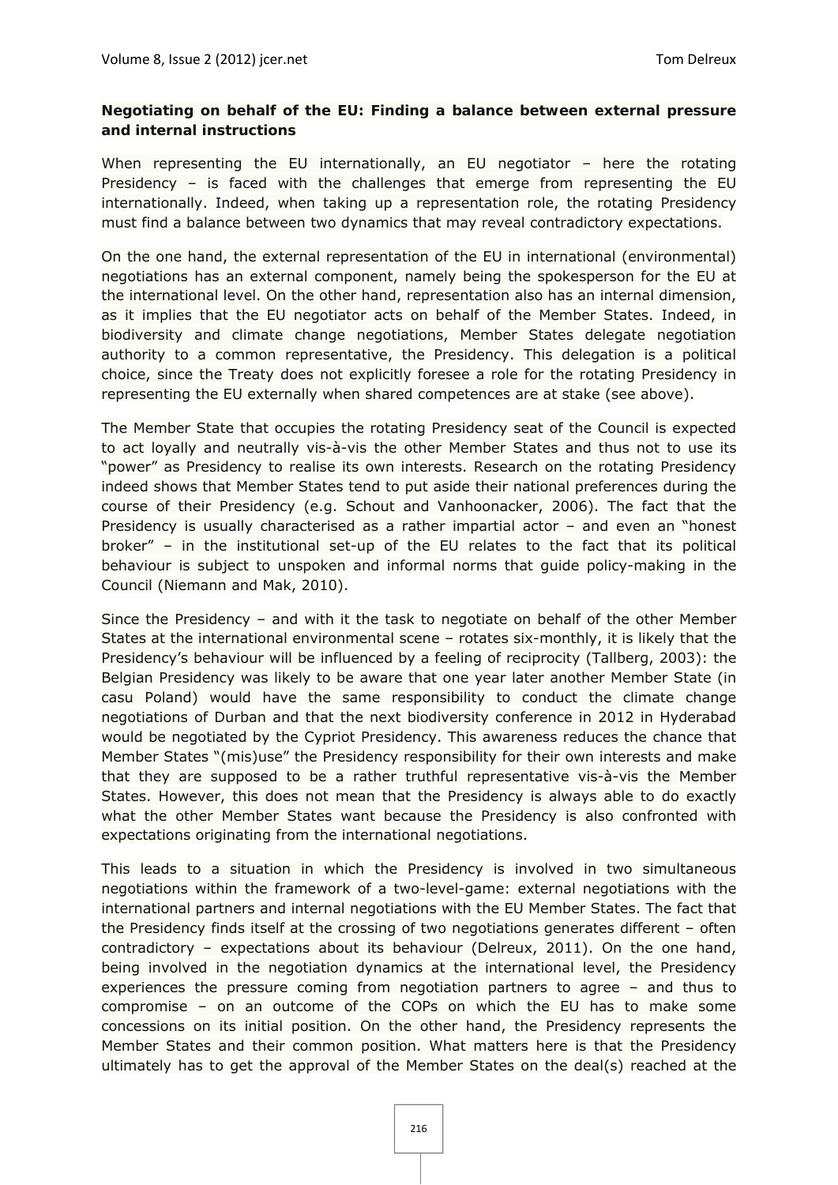**Negotiating on behalf of the EU: Finding a balance between external pressure and internal instructions**

When representing the EU internationally, an EU negotiator – here the rotating Presidency – is faced with the challenges that emerge from representing the EU internationally. Indeed, when taking up a representation role, the rotating Presidency must find a balance between two dynamics that may reveal contradictory expectations.

On the one hand, the external representation of the EU in international (environmental) negotiations has an external component, namely being the spokesperson for the EU at the international level. On the other hand, representation also has an internal dimension, as it implies that the EU negotiator acts on behalf of the Member States. Indeed, in biodiversity and climate change negotiations, Member States delegate negotiation authority to a common representative, the Presidency. This delegation is a political choice, since the Treaty does not explicitly foresee a role for the rotating Presidency in representing the EU externally when shared competences are at stake (see above).

The Member State that occupies the rotating Presidency seat of the Council is expected to act loyally and neutrally vis-à-vis the other Member States and thus not to use its "power" as Presidency to realise its own interests. Research on the rotating Presidency indeed shows that Member States tend to put aside their national preferences during the course of their Presidency (e.g. Schout and Vanhoonacker, 2006). The fact that the Presidency is usually characterised as a rather impartial actor – and even an "honest broker" – in the institutional set-up of the EU relates to the fact that its political behaviour is subject to unspoken and informal norms that guide policy-making in the Council (Niemann and Mak, 2010).

Since the Presidency – and with it the task to negotiate on behalf of the other Member States at the international environmental scene – rotates six-monthly, it is likely that the Presidency's behaviour will be influenced by a feeling of reciprocity (Tallberg, 2003): the Belgian Presidency was likely to be aware that one year later another Member State (in casu Poland) would have the same responsibility to conduct the climate change negotiations of Durban and that the next biodiversity conference in 2012 in Hyderabad would be negotiated by the Cypriot Presidency. This awareness reduces the chance that Member States "(mis)use" the Presidency responsibility for their own interests and make that they are supposed to be a rather truthful representative vis-à-vis the Member States. However, this does not mean that the Presidency is always able to do exactly what the other Member States want because the Presidency is also confronted with expectations originating from the international negotiations.

This leads to a situation in which the Presidency is involved in two simultaneous negotiations within the framework of a two-level-game: external negotiations with the international partners and internal negotiations with the EU Member States. The fact that the Presidency finds itself at the crossing of two negotiations generates different – often contradictory – expectations about its behaviour (Delreux, 2011). On the one hand, being involved in the negotiation dynamics at the international level, the Presidency experiences the pressure coming from negotiation partners to agree – and thus to compromise – on an outcome of the COPs on which the EU has to make some concessions on its initial position. On the other hand, the Presidency represents the Member States and their common position. What matters here is that the Presidency ultimately has to get the approval of the Member States on the deal(s) reached at the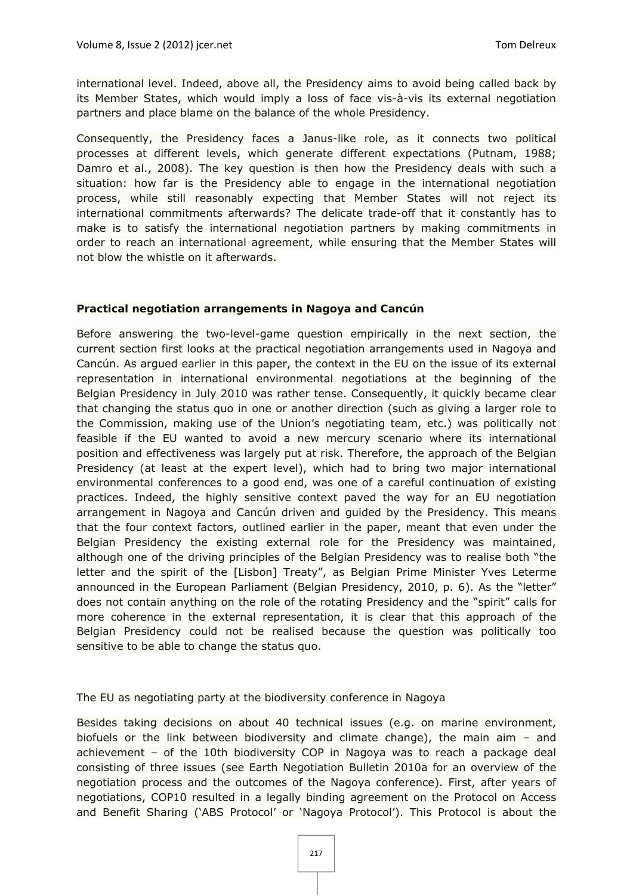international level. Indeed, above all, the Presidency aims to avoid being called back by its Member States, which would imply a loss of face vis-à-vis its external negotiation partners and place blame on the balance of the whole Presidency.

Consequently, the Presidency faces a Janus-like role, as it connects two political processes at different levels, which generate different expectations (Putnam, 1988; Damro et al., 2008). The key question is then how the Presidency deals with such a situation: how far is the Presidency able to engage in the international negotiation process, while still reasonably expecting that Member States will not reject its international commitments afterwards? The delicate trade-off that it constantly has to make is to satisfy the international negotiation partners by making commitments in order to reach an international agreement, while ensuring that the Member States will not blow the whistle on it afterwards.

### Practical negotiation arrangements in Nagoya and Cancún

Before answering the two-level-game question empirically in the next section, the current section first looks at the practical negotiation arrangements used in Nagoya and Cancún. As argued earlier in this paper, the context in the EU on the issue of its external representation in international environmental negotiations at the beginning of the Belgian Presidency in July 2010 was rather tense. Consequently, it quickly became clear that changing the status quo in one or another direction (such as giving a larger role to the Commission, making use of the Union's negotiating team, etc.) was politically not feasible if the EU wanted to avoid a new mercury scenario where its international position and effectiveness was largely put at risk. Therefore, the approach of the Belgian Presidency (at least at the expert level), which had to bring two major international environmental conferences to a good end, was one of a careful continuation of existing practices. Indeed, the highly sensitive context paved the way for an EU negotiation arrangement in Nagoya and Cancún driven and guided by the Presidency. This means that the four context factors, outlined earlier in the paper, meant that even under the Belgian Presidency the existing external role for the Presidency was maintained, although one of the driving principles of the Belgian Presidency was to realise both "the letter and the spirit of the [Lisbon] Treaty", as Belgian Prime Minister Yves Leterme announced in the European Parliament (Belgian Presidency, 2010, p. 6). As the "letter" does not contain anything on the role of the rotating Presidency and the "spirit" calls for more coherence in the external representation, it is clear that this approach of the Belgian Presidency could not be realised because the question was politically too sensitive to be able to change the status quo.

#### The EU as negotiating party at the biodiversity conference in Nagoya

Besides taking decisions on about 40 technical issues (e.g. on marine environment, biofuels or the link between biodiversity and climate change), the main aim – and achievement – of the 10th biodiversity COP in Nagoya was to reach a package deal consisting of three issues (see Earth Negotiation Bulletin 2010a for an overview of the negotiation process and the outcomes of the Nagoya conference). First, after years of negotiations, COP10 resulted in a legally binding agreement on the Protocol on Access and Benefit Sharing ('ABS Protocol' or 'Nagoya Protocol'). This Protocol is about the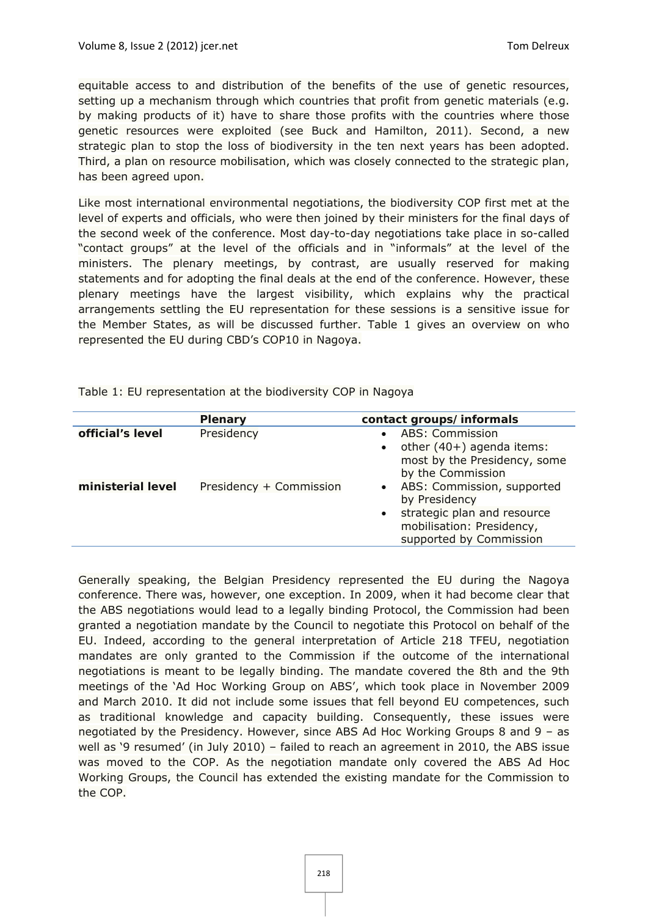equitable access to and distribution of the benefits of the use of genetic resources, setting up a mechanism through which countries that profit from genetic materials (e.g. by making products of it) have to share those profits with the countries where those genetic resources were exploited (see Buck and Hamilton, 2011). Second, a new strategic plan to stop the loss of biodiversity in the ten next years has been adopted. Third, a plan on resource mobilisation, which was closely connected to the strategic plan, has been agreed upon.

Like most international environmental negotiations, the biodiversity COP first met at the level of experts and officials, who were then joined by their ministers for the final days of the second week of the conference. Most day-to-day negotiations take place in so-called "contact groups" at the level of the officials and in "informals" at the level of the ministers. The plenary meetings, by contrast, are usually reserved for making statements and for adopting the final deals at the end of the conference. However, these plenary meetings have the largest visibility, which explains why the practical arrangements settling the EU representation for these sessions is a sensitive issue for the Member States, as will be discussed further. Table 1 gives an overview on who represented the EU during CBD's COP10 in Nagoya.

Table 1: EU representation at the biodiversity COP in Nagoya

| | **Plenary** | **contact groups/ informals** |
|---|---|---|
| **official's level** | Presidency | • ABS: Commission<br>• other (40+) agenda items: most by the Presidency, some by the Commission |
| **ministerial level** | Presidency + Commission | • ABS: Commission, supported by Presidency<br>• strategic plan and resource mobilisation: Presidency, supported by Commission |

Generally speaking, the Belgian Presidency represented the EU during the Nagoya conference. There was, however, one exception. In 2009, when it had become clear that the ABS negotiations would lead to a legally binding Protocol, the Commission had been granted a negotiation mandate by the Council to negotiate this Protocol on behalf of the EU. Indeed, according to the general interpretation of Article 218 TFEU, negotiation mandates are only granted to the Commission if the outcome of the international negotiations is meant to be legally binding. The mandate covered the 8th and the 9th meetings of the 'Ad Hoc Working Group on ABS', which took place in November 2009 and March 2010. It did not include some issues that fell beyond EU competences, such as traditional knowledge and capacity building. Consequently, these issues were negotiated by the Presidency. However, since ABS Ad Hoc Working Groups 8 and 9 – as well as '9 resumed' (in July 2010) – failed to reach an agreement in 2010, the ABS issue was moved to the COP. As the negotiation mandate only covered the ABS Ad Hoc Working Groups, the Council has extended the existing mandate for the Commission to the COP.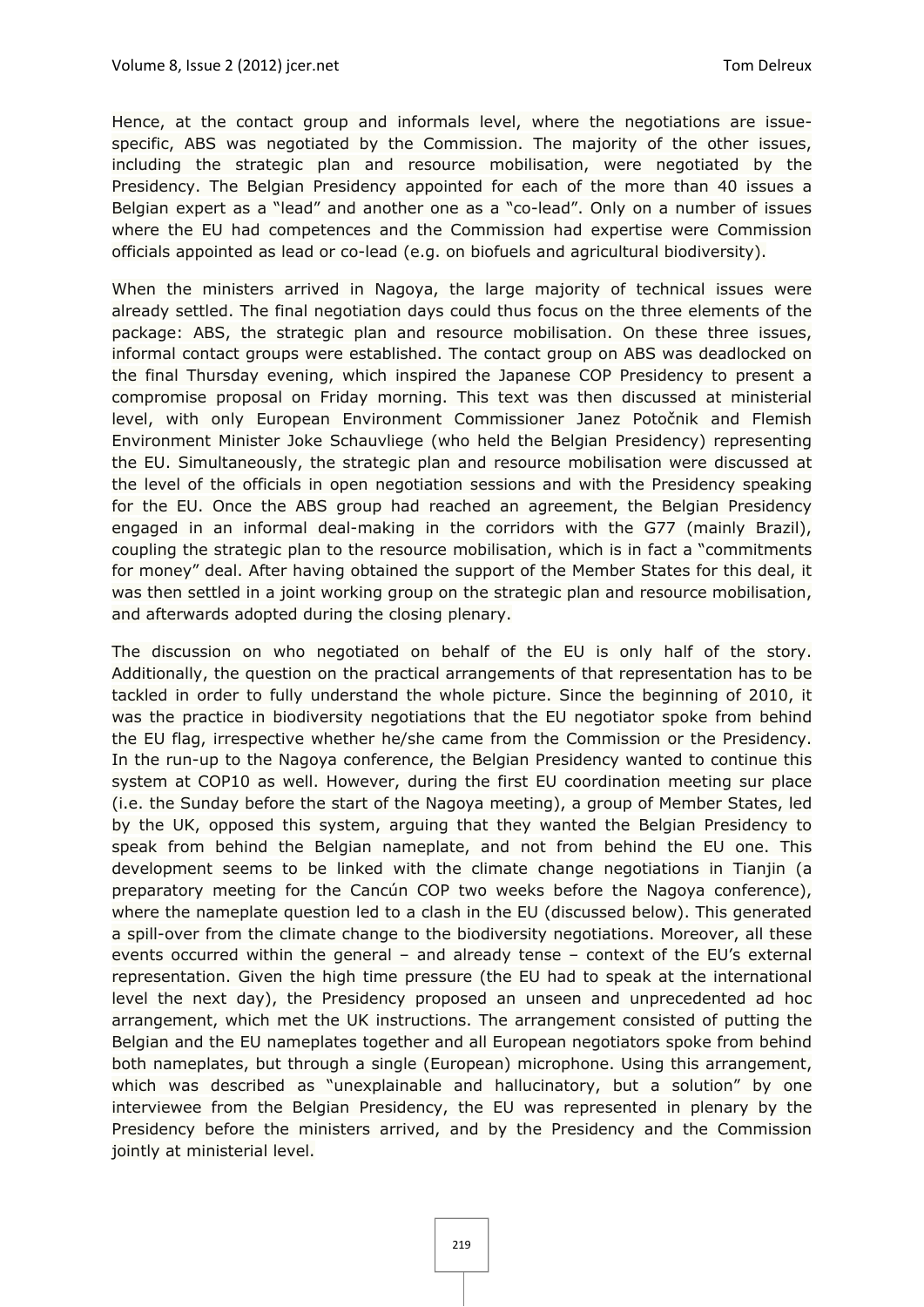Hence, at the contact group and informals level, where the negotiations are issue-specific, ABS was negotiated by the Commission. The majority of the other issues, including the strategic plan and resource mobilisation, were negotiated by the Presidency. The Belgian Presidency appointed for each of the more than 40 issues a Belgian expert as a "lead" and another one as a "co-lead". Only on a number of issues where the EU had competences and the Commission had expertise were Commission officials appointed as lead or co-lead (e.g. on biofuels and agricultural biodiversity).

When the ministers arrived in Nagoya, the large majority of technical issues were already settled. The final negotiation days could thus focus on the three elements of the package: ABS, the strategic plan and resource mobilisation. On these three issues, informal contact groups were established. The contact group on ABS was deadlocked on the final Thursday evening, which inspired the Japanese COP Presidency to present a compromise proposal on Friday morning. This text was then discussed at ministerial level, with only European Environment Commissioner Janez Potočnik and Flemish Environment Minister Joke Schauvliege (who held the Belgian Presidency) representing the EU. Simultaneously, the strategic plan and resource mobilisation were discussed at the level of the officials in open negotiation sessions and with the Presidency speaking for the EU. Once the ABS group had reached an agreement, the Belgian Presidency engaged in an informal deal-making in the corridors with the G77 (mainly Brazil), coupling the strategic plan to the resource mobilisation, which is in fact a "commitments for money" deal. After having obtained the support of the Member States for this deal, it was then settled in a joint working group on the strategic plan and resource mobilisation, and afterwards adopted during the closing plenary.

The discussion on who negotiated on behalf of the EU is only half of the story. Additionally, the question on the practical arrangements of that representation has to be tackled in order to fully understand the whole picture. Since the beginning of 2010, it was the practice in biodiversity negotiations that the EU negotiator spoke from behind the EU flag, irrespective whether he/she came from the Commission or the Presidency. In the run-up to the Nagoya conference, the Belgian Presidency wanted to continue this system at COP10 as well. However, during the first EU coordination meeting sur place (i.e. the Sunday before the start of the Nagoya meeting), a group of Member States, led by the UK, opposed this system, arguing that they wanted the Belgian Presidency to speak from behind the Belgian nameplate, and not from behind the EU one. This development seems to be linked with the climate change negotiations in Tianjin (a preparatory meeting for the Cancún COP two weeks before the Nagoya conference), where the nameplate question led to a clash in the EU (discussed below). This generated a spill-over from the climate change to the biodiversity negotiations. Moreover, all these events occurred within the general – and already tense – context of the EU's external representation. Given the high time pressure (the EU had to speak at the international level the next day), the Presidency proposed an unseen and unprecedented ad hoc arrangement, which met the UK instructions. The arrangement consisted of putting the Belgian and the EU nameplates together and all European negotiators spoke from behind both nameplates, but through a single (European) microphone. Using this arrangement, which was described as "unexplainable and hallucinatory, but a solution" by one interviewee from the Belgian Presidency, the EU was represented in plenary by the Presidency before the ministers arrived, and by the Presidency and the Commission jointly at ministerial level.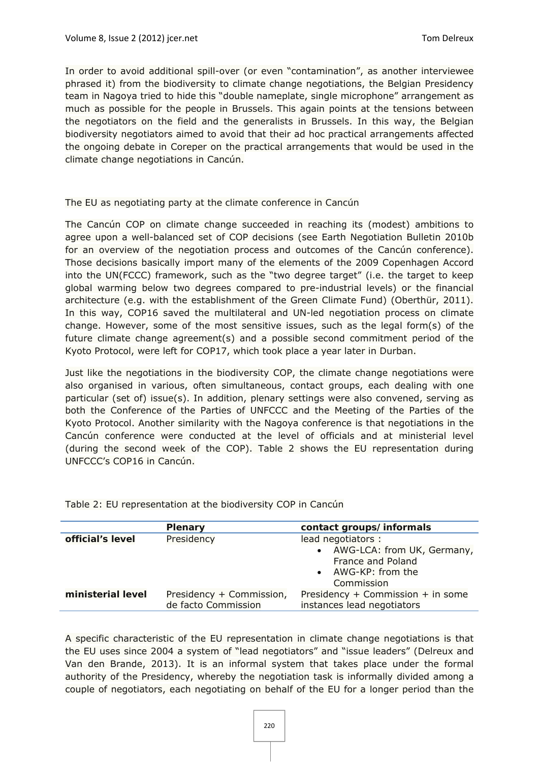In order to avoid additional spill-over (or even "contamination", as another interviewee phrased it) from the biodiversity to climate change negotiations, the Belgian Presidency team in Nagoya tried to hide this "double nameplate, single microphone" arrangement as much as possible for the people in Brussels. This again points at the tensions between the negotiators on the field and the generalists in Brussels. In this way, the Belgian biodiversity negotiators aimed to avoid that their ad hoc practical arrangements affected the ongoing debate in Coreper on the practical arrangements that would be used in the climate change negotiations in Cancún.

## The EU as negotiating party at the climate conference in Cancún

The Cancún COP on climate change succeeded in reaching its (modest) ambitions to agree upon a well-balanced set of COP decisions (see Earth Negotiation Bulletin 2010b for an overview of the negotiation process and outcomes of the Cancún conference). Those decisions basically import many of the elements of the 2009 Copenhagen Accord into the UN(FCCC) framework, such as the "two degree target" (i.e. the target to keep global warming below two degrees compared to pre-industrial levels) or the financial architecture (e.g. with the establishment of the Green Climate Fund) (Oberthür, 2011). In this way, COP16 saved the multilateral and UN-led negotiation process on climate change. However, some of the most sensitive issues, such as the legal form(s) of the future climate change agreement(s) and a possible second commitment period of the Kyoto Protocol, were left for COP17, which took place a year later in Durban.

Just like the negotiations in the biodiversity COP, the climate change negotiations were also organised in various, often simultaneous, contact groups, each dealing with one particular (set of) issue(s). In addition, plenary settings were also convened, serving as both the Conference of the Parties of UNFCCC and the Meeting of the Parties of the Kyoto Protocol. Another similarity with the Nagoya conference is that negotiations in the Cancún conference were conducted at the level of officials and at ministerial level (during the second week of the COP). Table 2 shows the EU representation during UNFCCC's COP16 in Cancún.

Table 2: EU representation at the biodiversity COP in Cancún

| | **Plenary** | **contact groups/ informals** |
|---|---|---|
| **official's level** | Presidency | lead negotiators :<br>• AWG-LCA: from UK, Germany, France and Poland<br>• AWG-KP: from the Commission |
| **ministerial level** | Presidency + Commission, de facto Commission | Presidency + Commission + in some instances lead negotiators |

A specific characteristic of the EU representation in climate change negotiations is that the EU uses since 2004 a system of "lead negotiators" and "issue leaders" (Delreux and Van den Brande, 2013). It is an informal system that takes place under the formal authority of the Presidency, whereby the negotiation task is informally divided among a couple of negotiators, each negotiating on behalf of the EU for a longer period than the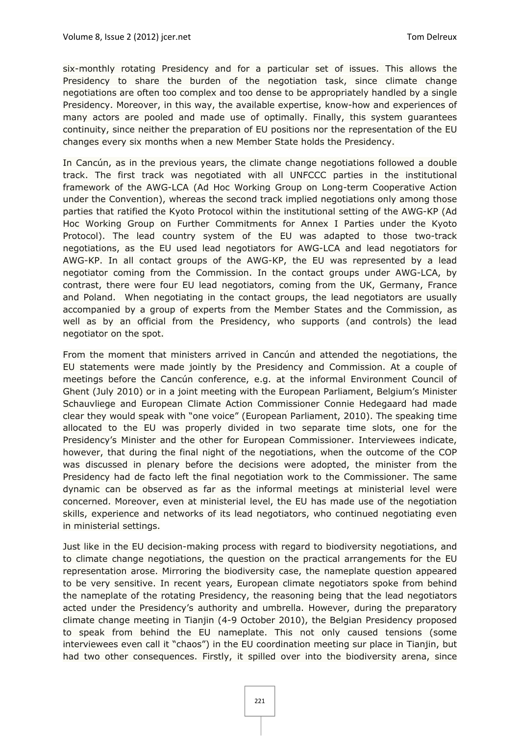six-monthly rotating Presidency and for a particular set of issues. This allows the Presidency to share the burden of the negotiation task, since climate change negotiations are often too complex and too dense to be appropriately handled by a single Presidency. Moreover, in this way, the available expertise, know-how and experiences of many actors are pooled and made use of optimally. Finally, this system guarantees continuity, since neither the preparation of EU positions nor the representation of the EU changes every six months when a new Member State holds the Presidency.

In Cancún, as in the previous years, the climate change negotiations followed a double track. The first track was negotiated with all UNFCCC parties in the institutional framework of the AWG-LCA (Ad Hoc Working Group on Long-term Cooperative Action under the Convention), whereas the second track implied negotiations only among those parties that ratified the Kyoto Protocol within the institutional setting of the AWG-KP (Ad Hoc Working Group on Further Commitments for Annex I Parties under the Kyoto Protocol). The lead country system of the EU was adapted to those two-track negotiations, as the EU used lead negotiators for AWG-LCA and lead negotiators for AWG-KP. In all contact groups of the AWG-KP, the EU was represented by a lead negotiator coming from the Commission. In the contact groups under AWG-LCA, by contrast, there were four EU lead negotiators, coming from the UK, Germany, France and Poland. When negotiating in the contact groups, the lead negotiators are usually accompanied by a group of experts from the Member States and the Commission, as well as by an official from the Presidency, who supports (and controls) the lead negotiator on the spot.

From the moment that ministers arrived in Cancún and attended the negotiations, the EU statements were made jointly by the Presidency and Commission. At a couple of meetings before the Cancún conference, e.g. at the informal Environment Council of Ghent (July 2010) or in a joint meeting with the European Parliament, Belgium's Minister Schauvliege and European Climate Action Commissioner Connie Hedegaard had made clear they would speak with "one voice" (European Parliament, 2010). The speaking time allocated to the EU was properly divided in two separate time slots, one for the Presidency's Minister and the other for European Commissioner. Interviewees indicate, however, that during the final night of the negotiations, when the outcome of the COP was discussed in plenary before the decisions were adopted, the minister from the Presidency had de facto left the final negotiation work to the Commissioner. The same dynamic can be observed as far as the informal meetings at ministerial level were concerned. Moreover, even at ministerial level, the EU has made use of the negotiation skills, experience and networks of its lead negotiators, who continued negotiating even in ministerial settings.

Just like in the EU decision-making process with regard to biodiversity negotiations, and to climate change negotiations, the question on the practical arrangements for the EU representation arose. Mirroring the biodiversity case, the nameplate question appeared to be very sensitive. In recent years, European climate negotiators spoke from behind the nameplate of the rotating Presidency, the reasoning being that the lead negotiators acted under the Presidency's authority and umbrella. However, during the preparatory climate change meeting in Tianjin (4-9 October 2010), the Belgian Presidency proposed to speak from behind the EU nameplate. This not only caused tensions (some interviewees even call it "chaos") in the EU coordination meeting sur place in Tianjin, but had two other consequences. Firstly, it spilled over into the biodiversity arena, since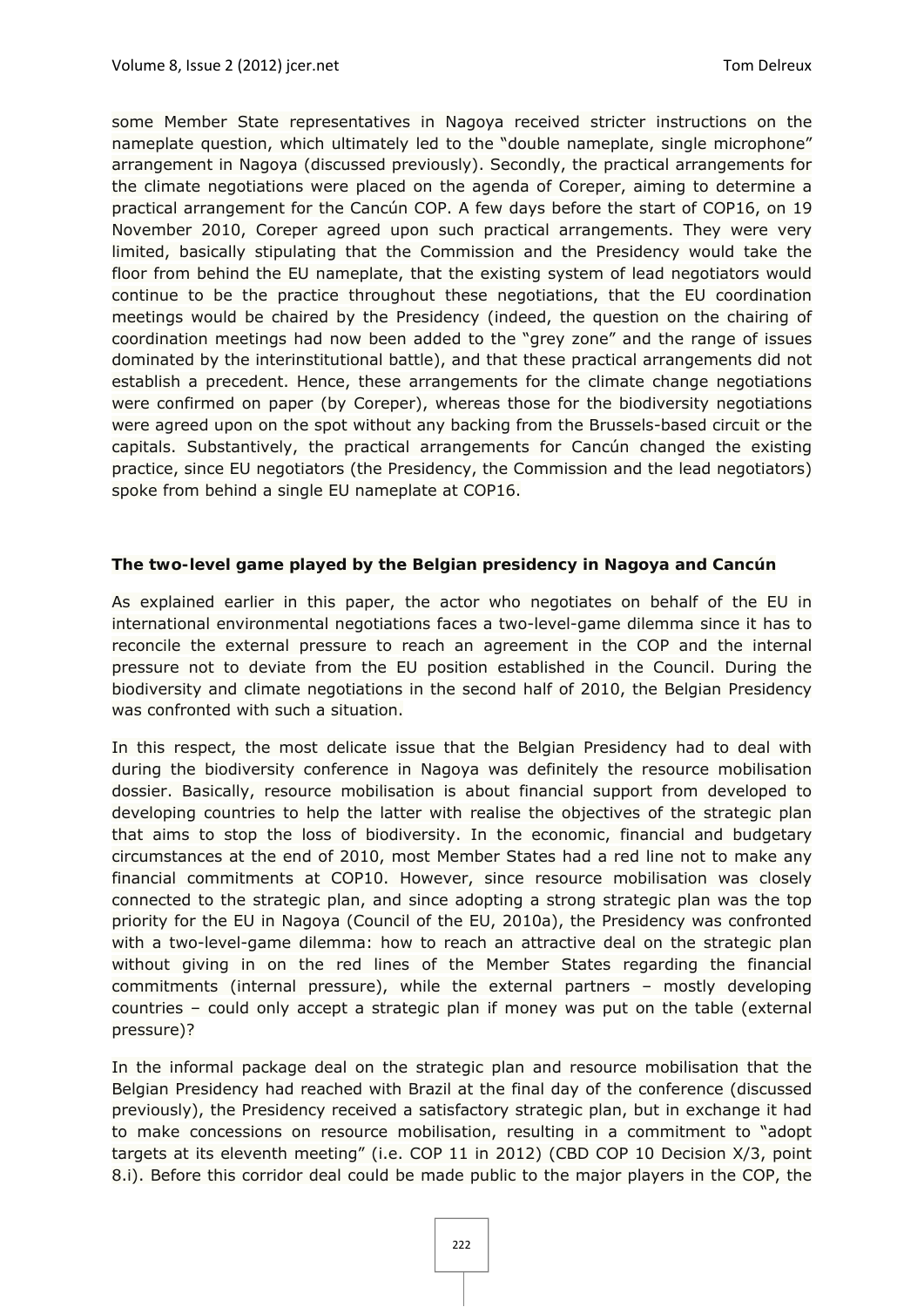some Member State representatives in Nagoya received stricter instructions on the nameplate question, which ultimately led to the "double nameplate, single microphone" arrangement in Nagoya (discussed previously). Secondly, the practical arrangements for the climate negotiations were placed on the agenda of Coreper, aiming to determine a practical arrangement for the Cancún COP. A few days before the start of COP16, on 19 November 2010, Coreper agreed upon such practical arrangements. They were very limited, basically stipulating that the Commission and the Presidency would take the floor from behind the EU nameplate, that the existing system of lead negotiators would continue to be the practice throughout these negotiations, that the EU coordination meetings would be chaired by the Presidency (indeed, the question on the chairing of coordination meetings had now been added to the "grey zone" and the range of issues dominated by the interinstitutional battle), and that these practical arrangements did not establish a precedent. Hence, these arrangements for the climate change negotiations were confirmed on paper (by Coreper), whereas those for the biodiversity negotiations were agreed upon on the spot without any backing from the Brussels-based circuit or the capitals. Substantively, the practical arrangements for Cancún changed the existing practice, since EU negotiators (the Presidency, the Commission and the lead negotiators) spoke from behind a single EU nameplate at COP16.

**The two-level game played by the Belgian presidency in Nagoya and Cancún**

As explained earlier in this paper, the actor who negotiates on behalf of the EU in international environmental negotiations faces a two-level-game dilemma since it has to reconcile the external pressure to reach an agreement in the COP and the internal pressure not to deviate from the EU position established in the Council. During the biodiversity and climate negotiations in the second half of 2010, the Belgian Presidency was confronted with such a situation.

In this respect, the most delicate issue that the Belgian Presidency had to deal with during the biodiversity conference in Nagoya was definitely the resource mobilisation dossier. Basically, resource mobilisation is about financial support from developed to developing countries to help the latter with realise the objectives of the strategic plan that aims to stop the loss of biodiversity. In the economic, financial and budgetary circumstances at the end of 2010, most Member States had a red line not to make any financial commitments at COP10. However, since resource mobilisation was closely connected to the strategic plan, and since adopting a strong strategic plan was the top priority for the EU in Nagoya (Council of the EU, 2010a), the Presidency was confronted with a two-level-game dilemma: how to reach an attractive deal on the strategic plan without giving in on the red lines of the Member States regarding the financial commitments (internal pressure), while the external partners – mostly developing countries – could only accept a strategic plan if money was put on the table (external pressure)?

In the informal package deal on the strategic plan and resource mobilisation that the Belgian Presidency had reached with Brazil at the final day of the conference (discussed previously), the Presidency received a satisfactory strategic plan, but in exchange it had to make concessions on resource mobilisation, resulting in a commitment to "adopt targets at its eleventh meeting" (i.e. COP 11 in 2012) (CBD COP 10 Decision X/3, point 8.i). Before this corridor deal could be made public to the major players in the COP, the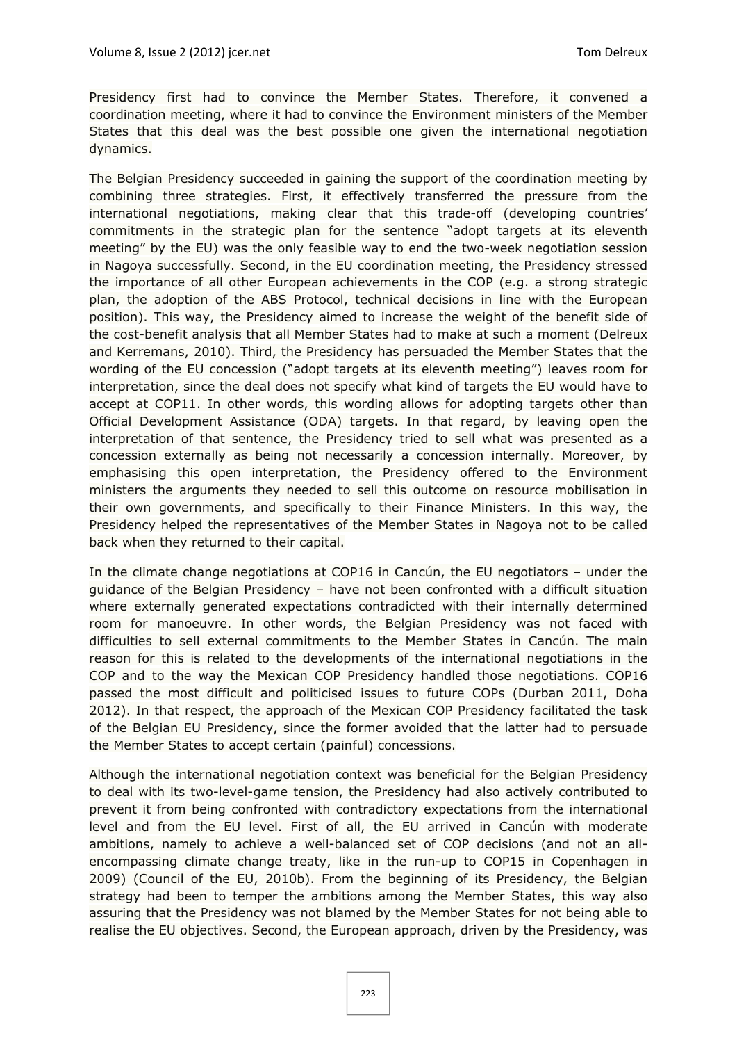Presidency first had to convince the Member States. Therefore, it convened a coordination meeting, where it had to convince the Environment ministers of the Member States that this deal was the best possible one given the international negotiation dynamics.

The Belgian Presidency succeeded in gaining the support of the coordination meeting by combining three strategies. First, it effectively transferred the pressure from the international negotiations, making clear that this trade-off (developing countries' commitments in the strategic plan for the sentence "adopt targets at its eleventh meeting" by the EU) was the only feasible way to end the two-week negotiation session in Nagoya successfully. Second, in the EU coordination meeting, the Presidency stressed the importance of all other European achievements in the COP (e.g. a strong strategic plan, the adoption of the ABS Protocol, technical decisions in line with the European position). This way, the Presidency aimed to increase the weight of the benefit side of the cost-benefit analysis that all Member States had to make at such a moment (Delreux and Kerremans, 2010). Third, the Presidency has persuaded the Member States that the wording of the EU concession ("adopt targets at its eleventh meeting") leaves room for interpretation, since the deal does not specify what kind of targets the EU would have to accept at COP11. In other words, this wording allows for adopting targets other than Official Development Assistance (ODA) targets. In that regard, by leaving open the interpretation of that sentence, the Presidency tried to sell what was presented as a concession externally as being not necessarily a concession internally. Moreover, by emphasising this open interpretation, the Presidency offered to the Environment ministers the arguments they needed to sell this outcome on resource mobilisation in their own governments, and specifically to their Finance Ministers. In this way, the Presidency helped the representatives of the Member States in Nagoya not to be called back when they returned to their capital.

In the climate change negotiations at COP16 in Cancún, the EU negotiators – under the guidance of the Belgian Presidency – have not been confronted with a difficult situation where externally generated expectations contradicted with their internally determined room for manoeuvre. In other words, the Belgian Presidency was not faced with difficulties to sell external commitments to the Member States in Cancún. The main reason for this is related to the developments of the international negotiations in the COP and to the way the Mexican COP Presidency handled those negotiations. COP16 passed the most difficult and politicised issues to future COPs (Durban 2011, Doha 2012). In that respect, the approach of the Mexican COP Presidency facilitated the task of the Belgian EU Presidency, since the former avoided that the latter had to persuade the Member States to accept certain (painful) concessions.

Although the international negotiation context was beneficial for the Belgian Presidency to deal with its two-level-game tension, the Presidency had also actively contributed to prevent it from being confronted with contradictory expectations from the international level and from the EU level. First of all, the EU arrived in Cancún with moderate ambitions, namely to achieve a well-balanced set of COP decisions (and not an all-encompassing climate change treaty, like in the run-up to COP15 in Copenhagen in 2009) (Council of the EU, 2010b). From the beginning of its Presidency, the Belgian strategy had been to temper the ambitions among the Member States, this way also assuring that the Presidency was not blamed by the Member States for not being able to realise the EU objectives. Second, the European approach, driven by the Presidency, was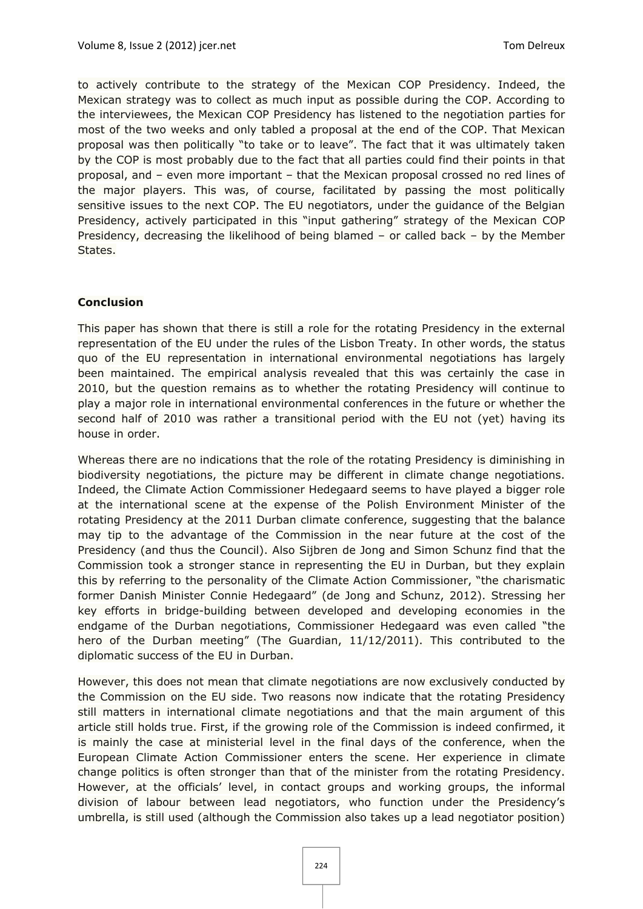to actively contribute to the strategy of the Mexican COP Presidency. Indeed, the Mexican strategy was to collect as much input as possible during the COP. According to the interviewees, the Mexican COP Presidency has listened to the negotiation parties for most of the two weeks and only tabled a proposal at the end of the COP. That Mexican proposal was then politically "to take or to leave". The fact that it was ultimately taken by the COP is most probably due to the fact that all parties could find their points in that proposal, and – even more important – that the Mexican proposal crossed no red lines of the major players. This was, of course, facilitated by passing the most politically sensitive issues to the next COP. The EU negotiators, under the guidance of the Belgian Presidency, actively participated in this "input gathering" strategy of the Mexican COP Presidency, decreasing the likelihood of being blamed – or called back – by the Member States.

## Conclusion

This paper has shown that there is still a role for the rotating Presidency in the external representation of the EU under the rules of the Lisbon Treaty. In other words, the status quo of the EU representation in international environmental negotiations has largely been maintained. The empirical analysis revealed that this was certainly the case in 2010, but the question remains as to whether the rotating Presidency will continue to play a major role in international environmental conferences in the future or whether the second half of 2010 was rather a transitional period with the EU not (yet) having its house in order.

Whereas there are no indications that the role of the rotating Presidency is diminishing in biodiversity negotiations, the picture may be different in climate change negotiations. Indeed, the Climate Action Commissioner Hedegaard seems to have played a bigger role at the international scene at the expense of the Polish Environment Minister of the rotating Presidency at the 2011 Durban climate conference, suggesting that the balance may tip to the advantage of the Commission in the near future at the cost of the Presidency (and thus the Council). Also Sijbren de Jong and Simon Schunz find that the Commission took a stronger stance in representing the EU in Durban, but they explain this by referring to the personality of the Climate Action Commissioner, "the charismatic former Danish Minister Connie Hedegaard" (de Jong and Schunz, 2012). Stressing her key efforts in bridge-building between developed and developing economies in the endgame of the Durban negotiations, Commissioner Hedegaard was even called "the hero of the Durban meeting" (The Guardian, 11/12/2011). This contributed to the diplomatic success of the EU in Durban.

However, this does not mean that climate negotiations are now exclusively conducted by the Commission on the EU side. Two reasons now indicate that the rotating Presidency still matters in international climate negotiations and that the main argument of this article still holds true. First, if the growing role of the Commission is indeed confirmed, it is mainly the case at ministerial level in the final days of the conference, when the European Climate Action Commissioner enters the scene. Her experience in climate change politics is often stronger than that of the minister from the rotating Presidency. However, at the officials' level, in contact groups and working groups, the informal division of labour between lead negotiators, who function under the Presidency's umbrella, is still used (although the Commission also takes up a lead negotiator position)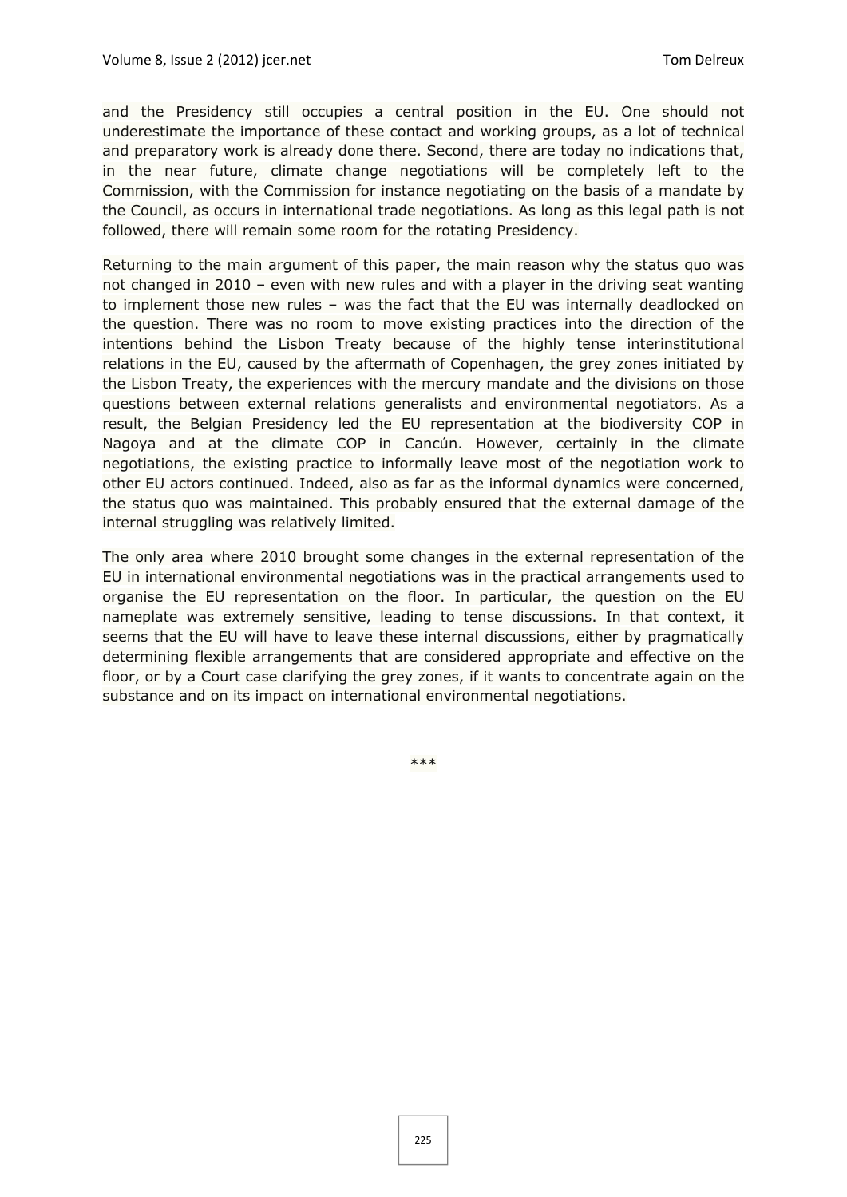and the Presidency still occupies a central position in the EU. One should not underestimate the importance of these contact and working groups, as a lot of technical and preparatory work is already done there. Second, there are today no indications that, in the near future, climate change negotiations will be completely left to the Commission, with the Commission for instance negotiating on the basis of a mandate by the Council, as occurs in international trade negotiations. As long as this legal path is not followed, there will remain some room for the rotating Presidency.

Returning to the main argument of this paper, the main reason why the status quo was not changed in 2010 – even with new rules and with a player in the driving seat wanting to implement those new rules – was the fact that the EU was internally deadlocked on the question. There was no room to move existing practices into the direction of the intentions behind the Lisbon Treaty because of the highly tense interinstitutional relations in the EU, caused by the aftermath of Copenhagen, the grey zones initiated by the Lisbon Treaty, the experiences with the mercury mandate and the divisions on those questions between external relations generalists and environmental negotiators. As a result, the Belgian Presidency led the EU representation at the biodiversity COP in Nagoya and at the climate COP in Cancún. However, certainly in the climate negotiations, the existing practice to informally leave most of the negotiation work to other EU actors continued. Indeed, also as far as the informal dynamics were concerned, the status quo was maintained. This probably ensured that the external damage of the internal struggling was relatively limited.

The only area where 2010 brought some changes in the external representation of the EU in international environmental negotiations was in the practical arrangements used to organise the EU representation on the floor. In particular, the question on the EU nameplate was extremely sensitive, leading to tense discussions. In that context, it seems that the EU will have to leave these internal discussions, either by pragmatically determining flexible arrangements that are considered appropriate and effective on the floor, or by a Court case clarifying the grey zones, if it wants to concentrate again on the substance and on its impact on international environmental negotiations.

***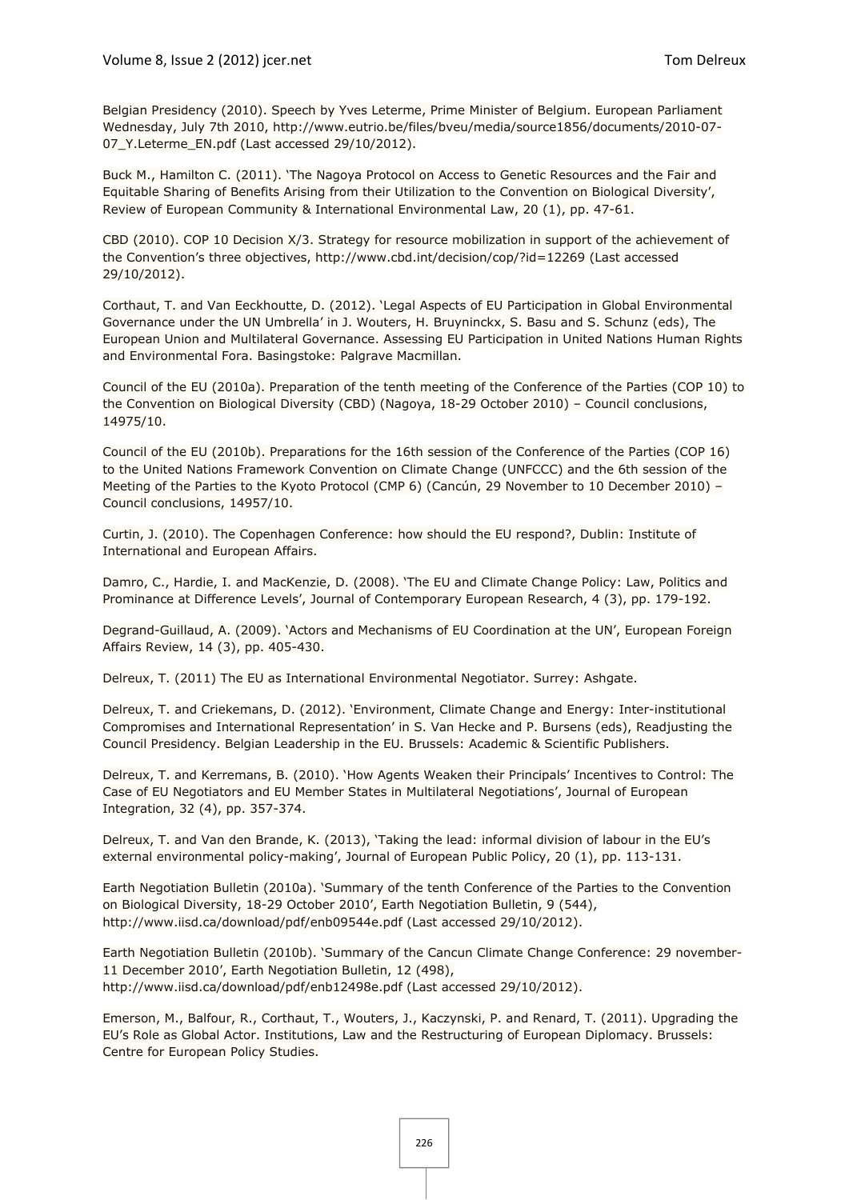Belgian Presidency (2010). Speech by Yves Leterme, Prime Minister of Belgium. European Parliament Wednesday, July 7th 2010, http://www.eutrio.be/files/bveu/media/source1856/documents/2010-07-07_Y.Leterme_EN.pdf (Last accessed 29/10/2012).

Buck M., Hamilton C. (2011). 'The Nagoya Protocol on Access to Genetic Resources and the Fair and Equitable Sharing of Benefits Arising from their Utilization to the Convention on Biological Diversity', Review of European Community & International Environmental Law, 20 (1), pp. 47-61.

CBD (2010). COP 10 Decision X/3. Strategy for resource mobilization in support of the achievement of the Convention's three objectives, http://www.cbd.int/decision/cop/?id=12269 (Last accessed 29/10/2012).

Corthaut, T. and Van Eeckhoutte, D. (2012). 'Legal Aspects of EU Participation in Global Environmental Governance under the UN Umbrella' in J. Wouters, H. Bruyninckx, S. Basu and S. Schunz (eds), The European Union and Multilateral Governance. Assessing EU Participation in United Nations Human Rights and Environmental Fora. Basingstoke: Palgrave Macmillan.

Council of the EU (2010a). Preparation of the tenth meeting of the Conference of the Parties (COP 10) to the Convention on Biological Diversity (CBD) (Nagoya, 18-29 October 2010) – Council conclusions, 14975/10.

Council of the EU (2010b). Preparations for the 16th session of the Conference of the Parties (COP 16) to the United Nations Framework Convention on Climate Change (UNFCCC) and the 6th session of the Meeting of the Parties to the Kyoto Protocol (CMP 6) (Cancún, 29 November to 10 December 2010) – Council conclusions, 14957/10.

Curtin, J. (2010). The Copenhagen Conference: how should the EU respond?, Dublin: Institute of International and European Affairs.

Damro, C., Hardie, I. and MacKenzie, D. (2008). 'The EU and Climate Change Policy: Law, Politics and Prominance at Difference Levels', Journal of Contemporary European Research, 4 (3), pp. 179-192.

Degrand-Guillaud, A. (2009). 'Actors and Mechanisms of EU Coordination at the UN', European Foreign Affairs Review, 14 (3), pp. 405-430.

Delreux, T. (2011) The EU as International Environmental Negotiator. Surrey: Ashgate.

Delreux, T. and Criekemans, D. (2012). 'Environment, Climate Change and Energy: Inter-institutional Compromises and International Representation' in S. Van Hecke and P. Bursens (eds), Readjusting the Council Presidency. Belgian Leadership in the EU. Brussels: Academic & Scientific Publishers.

Delreux, T. and Kerremans, B. (2010). 'How Agents Weaken their Principals' Incentives to Control: The Case of EU Negotiators and EU Member States in Multilateral Negotiations', Journal of European Integration, 32 (4), pp. 357-374.

Delreux, T. and Van den Brande, K. (2013), 'Taking the lead: informal division of labour in the EU's external environmental policy-making', Journal of European Public Policy, 20 (1), pp. 113-131.

Earth Negotiation Bulletin (2010a). 'Summary of the tenth Conference of the Parties to the Convention on Biological Diversity, 18-29 October 2010', Earth Negotiation Bulletin, 9 (544), http://www.iisd.ca/download/pdf/enb09544e.pdf (Last accessed 29/10/2012).

Earth Negotiation Bulletin (2010b). 'Summary of the Cancun Climate Change Conference: 29 november-11 December 2010', Earth Negotiation Bulletin, 12 (498), http://www.iisd.ca/download/pdf/enb12498e.pdf (Last accessed 29/10/2012).

Emerson, M., Balfour, R., Corthaut, T., Wouters, J., Kaczynski, P. and Renard, T. (2011). Upgrading the EU's Role as Global Actor. Institutions, Law and the Restructuring of European Diplomacy. Brussels: Centre for European Policy Studies.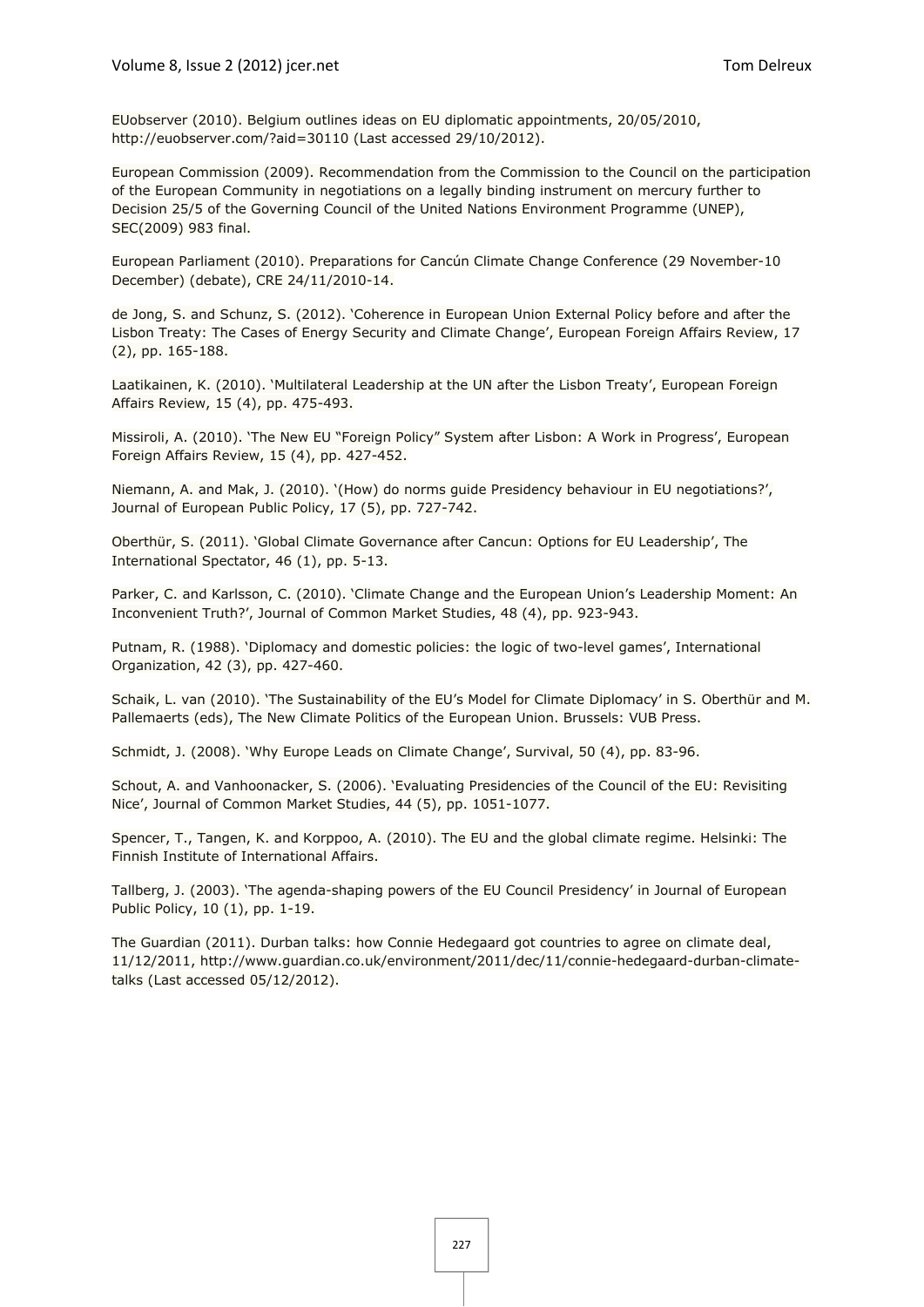EUobserver (2010). Belgium outlines ideas on EU diplomatic appointments, 20/05/2010, http://euobserver.com/?aid=30110 (Last accessed 29/10/2012).

European Commission (2009). Recommendation from the Commission to the Council on the participation of the European Community in negotiations on a legally binding instrument on mercury further to Decision 25/5 of the Governing Council of the United Nations Environment Programme (UNEP), SEC(2009) 983 final.

European Parliament (2010). Preparations for Cancún Climate Change Conference (29 November-10 December) (debate), CRE 24/11/2010-14.

de Jong, S. and Schunz, S. (2012). 'Coherence in European Union External Policy before and after the Lisbon Treaty: The Cases of Energy Security and Climate Change', European Foreign Affairs Review, 17 (2), pp. 165-188.

Laatikainen, K. (2010). 'Multilateral Leadership at the UN after the Lisbon Treaty', European Foreign Affairs Review, 15 (4), pp. 475-493.

Missiroli, A. (2010). 'The New EU "Foreign Policy" System after Lisbon: A Work in Progress', European Foreign Affairs Review, 15 (4), pp. 427-452.

Niemann, A. and Mak, J. (2010). '(How) do norms guide Presidency behaviour in EU negotiations?', Journal of European Public Policy, 17 (5), pp. 727-742.

Oberthür, S. (2011). 'Global Climate Governance after Cancun: Options for EU Leadership', The International Spectator, 46 (1), pp. 5-13.

Parker, C. and Karlsson, C. (2010). 'Climate Change and the European Union's Leadership Moment: An Inconvenient Truth?', Journal of Common Market Studies, 48 (4), pp. 923-943.

Putnam, R. (1988). 'Diplomacy and domestic policies: the logic of two-level games', International Organization, 42 (3), pp. 427-460.

Schaik, L. van (2010). 'The Sustainability of the EU's Model for Climate Diplomacy' in S. Oberthür and M. Pallemaerts (eds), The New Climate Politics of the European Union. Brussels: VUB Press.

Schmidt, J. (2008). 'Why Europe Leads on Climate Change', Survival, 50 (4), pp. 83-96.

Schout, A. and Vanhoonacker, S. (2006). 'Evaluating Presidencies of the Council of the EU: Revisiting Nice', Journal of Common Market Studies, 44 (5), pp. 1051-1077.

Spencer, T., Tangen, K. and Korppoo, A. (2010). The EU and the global climate regime. Helsinki: The Finnish Institute of International Affairs.

Tallberg, J. (2003). 'The agenda-shaping powers of the EU Council Presidency' in Journal of European Public Policy, 10 (1), pp. 1-19.

The Guardian (2011). Durban talks: how Connie Hedegaard got countries to agree on climate deal, 11/12/2011, http://www.guardian.co.uk/environment/2011/dec/11/connie-hedegaard-durban-climate-talks (Last accessed 05/12/2012).